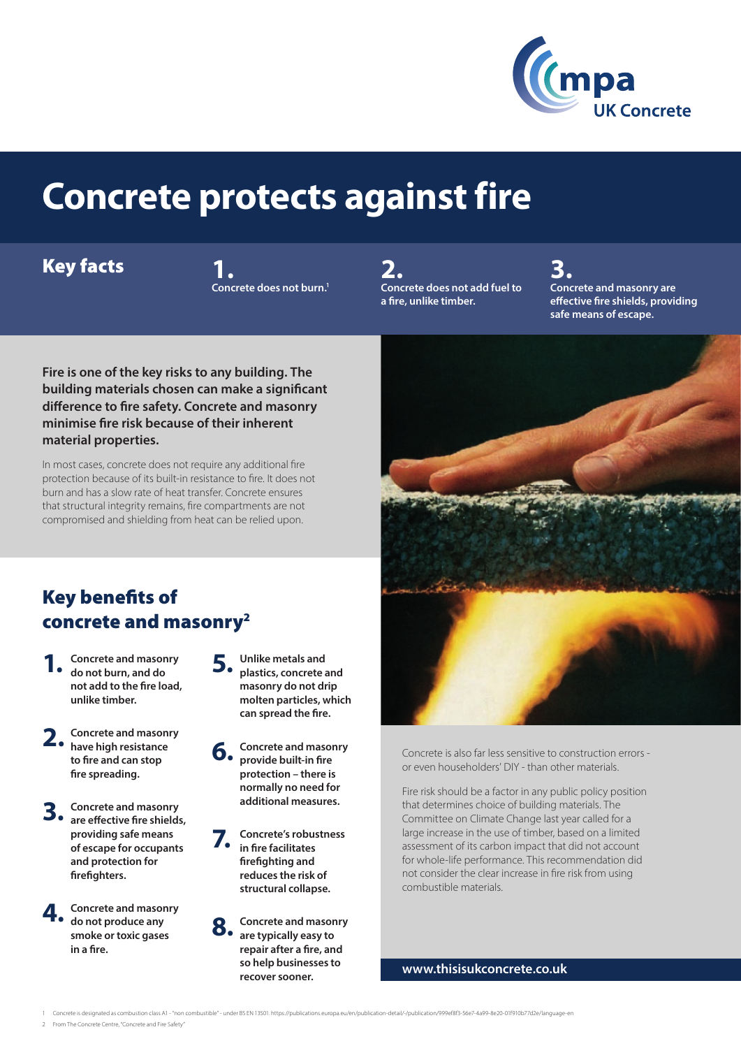mpa UK Concrete

# Concrete protects against fire

## Key facts

**1.** **Concrete does not burn.**[1]

**2.** **Concrete does not add fuel to a fire, unlike timber.**

**3.** **Concrete and masonry are effective fire shields, providing safe means of escape.**

**Fire is one of the key risks to any building. The building materials chosen can make a significant difference to fire safety. Concrete and masonry minimise fire risk because of their inherent material properties.**

In most cases, concrete does not require any additional fire protection because of its built-in resistance to fire. It does not burn and has a slow rate of heat transfer. Concrete ensures that structural integrity remains, fire compartments are not compromised and shielding from heat can be relied upon.

## Key benefits of concrete and masonry[2]

1. **Concrete and masonry do not burn, and do not add to the fire load, unlike timber.**
2. **Concrete and masonry have high resistance to fire and can stop fire spreading.**
3. **Concrete and masonry are effective fire shields, providing safe means of escape for occupants and protection for firefighters.**
4. **Concrete and masonry do not produce any smoke or toxic gases in a fire.**
5. **Unlike metals and plastics, concrete and masonry do not drip molten particles, which can spread the fire.**
6. **Concrete and masonry provide built-in fire protection – there is normally no need for additional measures.**
7. **Concrete's robustness in fire facilitates firefighting and reduces the risk of structural collapse.**
8. **Concrete and masonry are typically easy to repair after a fire, and so help businesses to recover sooner.**

Concrete is also far less sensitive to construction errors - or even householders' DIY - than other materials.

Fire risk should be a factor in any public policy position that determines choice of building materials. The Committee on Climate Change last year called for a large increase in the use of timber, based on a limited assessment of its carbon impact that did not account for whole-life performance. This recommendation did not consider the clear increase in fire risk from using combustible materials.

**www.thisisukconcrete.co.uk**

1 Concrete is designated as combustion class A1 - "non combustible" - under BS EN 13501. https://publications.europa.eu/en/publication-detail/-/publication/999ef8f3-56e7-4a99-8e20-01f910b77d2e/language-en

2 From The Concrete Centre, "Concrete and Fire Safety"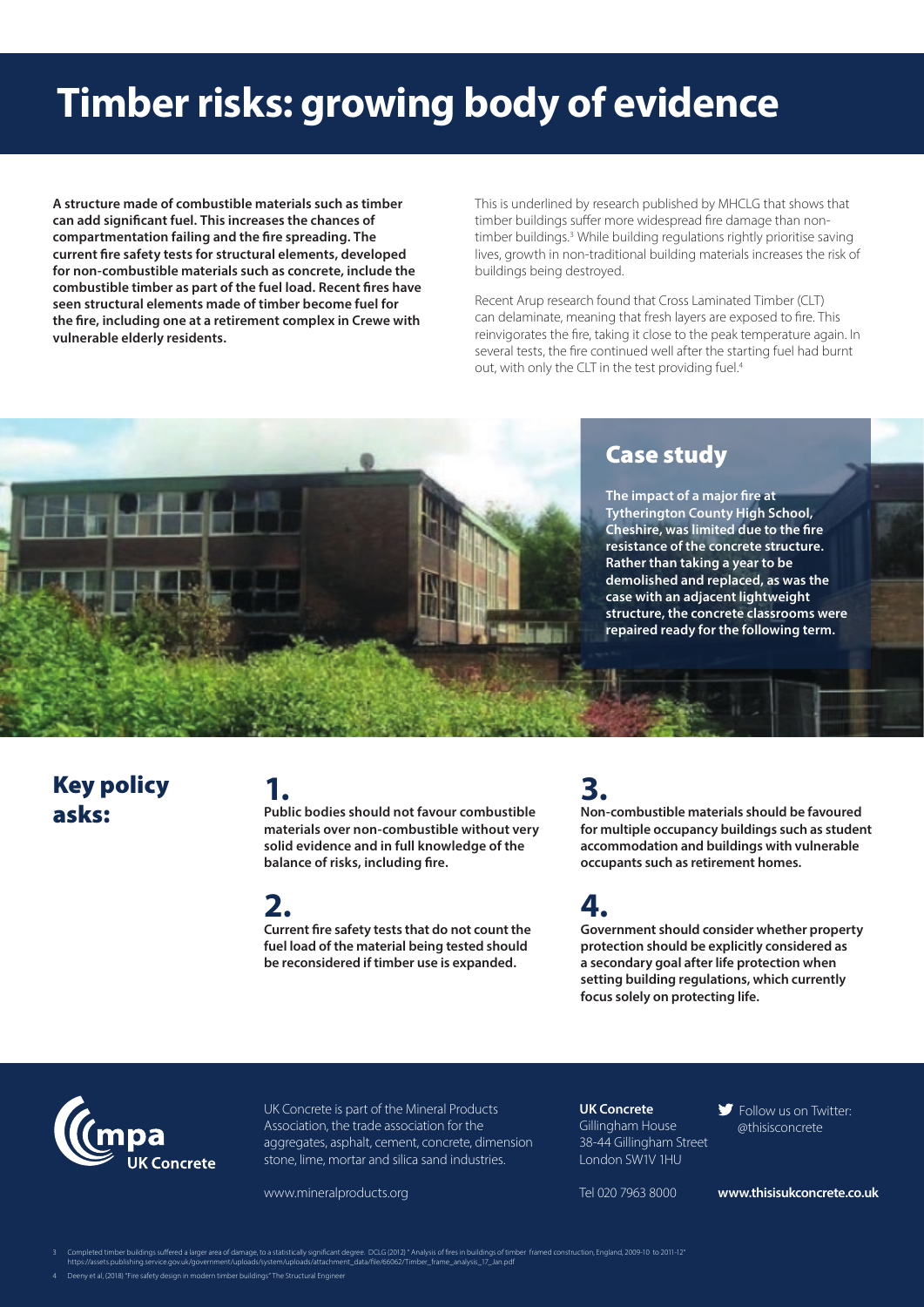# Timber risks: growing body of evidence

**A structure made of combustible materials such as timber can add significant fuel. This increases the chances of compartmentation failing and the fire spreading. The current fire safety tests for structural elements, developed for non-combustible materials such as concrete, include the combustible timber as part of the fuel load. Recent fires have seen structural elements made of timber become fuel for the fire, including one at a retirement complex in Crewe with vulnerable elderly residents.**

This is underlined by research published by MHCLG that shows that timber buildings suffer more widespread fire damage than non-timber buildings.[3] While building regulations rightly prioritise saving lives, growth in non-traditional building materials increases the risk of buildings being destroyed.

Recent Arup research found that Cross Laminated Timber (CLT) can delaminate, meaning that fresh layers are exposed to fire. This reinvigorates the fire, taking it close to the peak temperature again. In several tests, the fire continued well after the starting fuel had burnt out, with only the CLT in the test providing fuel.[4]

## Case study

**The impact of a major fire at Tytherington County High School, Cheshire, was limited due to the fire resistance of the concrete structure. Rather than taking a year to be demolished and replaced, as was the case with an adjacent lightweight structure, the concrete classrooms were repaired ready for the following term.**

## Key policy asks:

**1.**
**Public bodies should not favour combustible materials over non-combustible without very solid evidence and in full knowledge of the balance of risks, including fire.**

**2.**
**Current fire safety tests that do not count the fuel load of the material being tested should be reconsidered if timber use is expanded.**

**3.**
**Non-combustible materials should be favoured for multiple occupancy buildings such as student accommodation and buildings with vulnerable occupants such as retirement homes.**

**4.**
**Government should consider whether property protection should be explicitly considered as a secondary goal after life protection when setting building regulations, which currently focus solely on protecting life.**

mpa UK Concrete

UK Concrete is part of the Mineral Products Association, the trade association for the aggregates, asphalt, cement, concrete, dimension stone, lime, mortar and silica sand industries.

www.mineralproducts.org

**UK Concrete**
Gillingham House
38-44 Gillingham Street
London SW1V 1HU

Tel 020 7963 8000

Follow us on Twitter: @thisisconcrete

**www.thisisukconcrete.co.uk**

3 Completed timber buildings suffered a larger area of damage, to a statistically significant degree. DCLG (2012) " Analysis of fires in buildings of timber framed construction, England, 2009-10 to 2011-12" https://assets.publishing.service.gov.uk/government/uploads/system/uploads/attachment_data/file/66062/Timber_frame_analysis_17_Jan.pdf

4 Deeny et al, (2018) "Fire safety design in modern timber buildings" The Structural Engineer